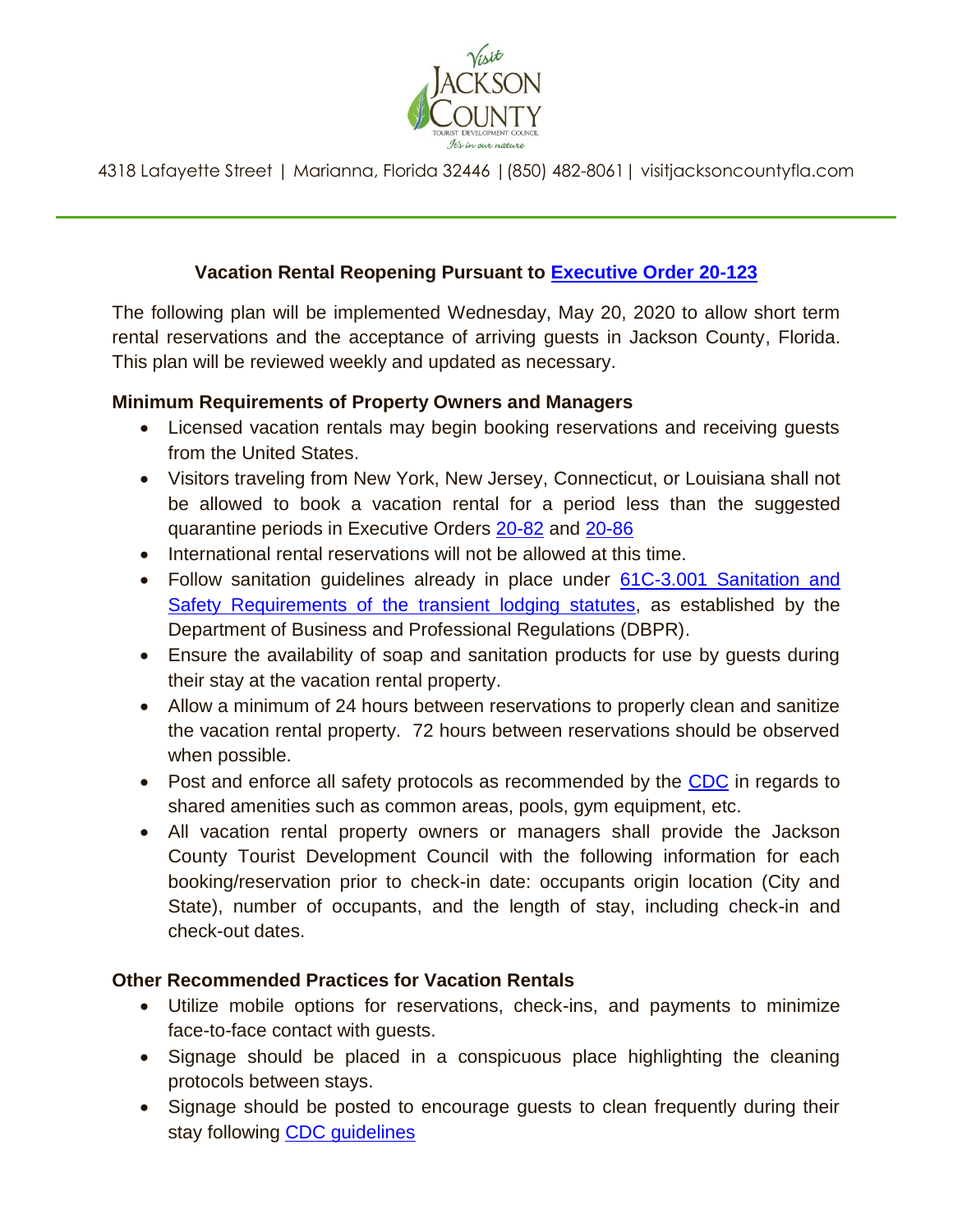Visit Jackson County Tourist Development Council — It's in our nature

4318 Lafayette Street | Marianna, Florida 32446 | (850) 482-8061 | visitjacksoncountyfla.com

## Vacation Rental Reopening Pursuant to Executive Order 20-123

The following plan will be implemented Wednesday, May 20, 2020 to allow short term rental reservations and the acceptance of arriving guests in Jackson County, Florida. This plan will be reviewed weekly and updated as necessary.

### Minimum Requirements of Property Owners and Managers

- Licensed vacation rentals may begin booking reservations and receiving guests from the United States.
- Visitors traveling from New York, New Jersey, Connecticut, or Louisiana shall not be allowed to book a vacation rental for a period less than the suggested quarantine periods in Executive Orders 20-82 and 20-86
- International rental reservations will not be allowed at this time.
- Follow sanitation guidelines already in place under 61C-3.001 Sanitation and Safety Requirements of the transient lodging statutes, as established by the Department of Business and Professional Regulations (DBPR).
- Ensure the availability of soap and sanitation products for use by guests during their stay at the vacation rental property.
- Allow a minimum of 24 hours between reservations to properly clean and sanitize the vacation rental property. 72 hours between reservations should be observed when possible.
- Post and enforce all safety protocols as recommended by the CDC in regards to shared amenities such as common areas, pools, gym equipment, etc.
- All vacation rental property owners or managers shall provide the Jackson County Tourist Development Council with the following information for each booking/reservation prior to check-in date: occupants origin location (City and State), number of occupants, and the length of stay, including check-in and check-out dates.

### Other Recommended Practices for Vacation Rentals

- Utilize mobile options for reservations, check-ins, and payments to minimize face-to-face contact with guests.
- Signage should be placed in a conspicuous place highlighting the cleaning protocols between stays.
- Signage should be posted to encourage guests to clean frequently during their stay following CDC guidelines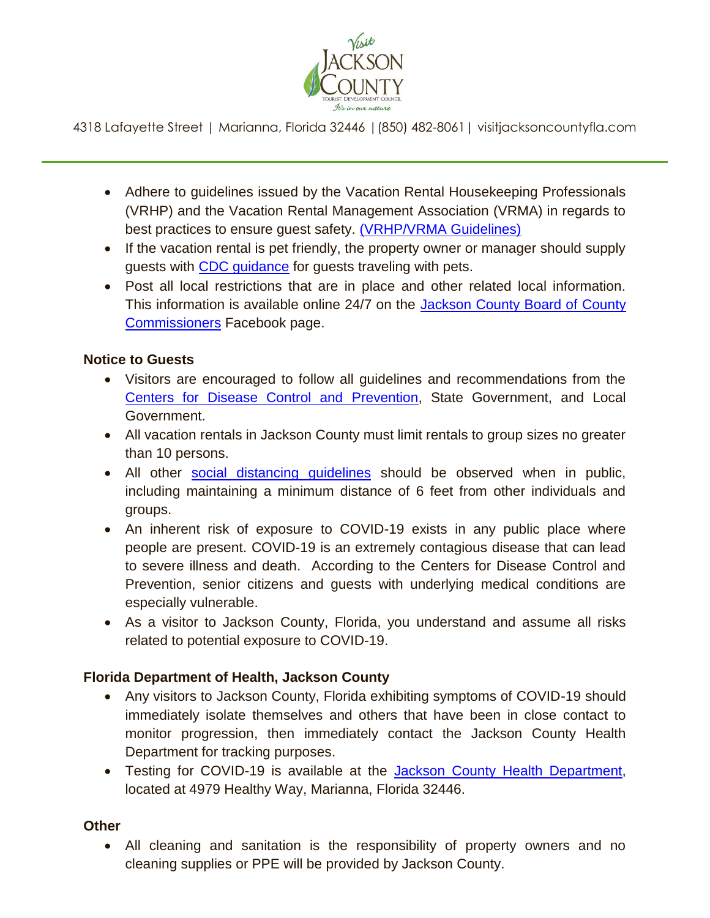- Adhere to guidelines issued by the Vacation Rental Housekeeping Professionals (VRHP) and the Vacation Rental Management Association (VRMA) in regards to best practices to ensure guest safety. (VRHP/VRMA Guidelines)
- If the vacation rental is pet friendly, the property owner or manager should supply guests with CDC guidance for guests traveling with pets.
- Post all local restrictions that are in place and other related local information. This information is available online 24/7 on the Jackson County Board of County Commissioners Facebook page.

**Notice to Guests**

- Visitors are encouraged to follow all guidelines and recommendations from the Centers for Disease Control and Prevention, State Government, and Local Government.
- All vacation rentals in Jackson County must limit rentals to group sizes no greater than 10 persons.
- All other social distancing guidelines should be observed when in public, including maintaining a minimum distance of 6 feet from other individuals and groups.
- An inherent risk of exposure to COVID-19 exists in any public place where people are present. COVID-19 is an extremely contagious disease that can lead to severe illness and death. According to the Centers for Disease Control and Prevention, senior citizens and guests with underlying medical conditions are especially vulnerable.
- As a visitor to Jackson County, Florida, you understand and assume all risks related to potential exposure to COVID-19.

**Florida Department of Health, Jackson County**

- Any visitors to Jackson County, Florida exhibiting symptoms of COVID-19 should immediately isolate themselves and others that have been in close contact to monitor progression, then immediately contact the Jackson County Health Department for tracking purposes.
- Testing for COVID-19 is available at the Jackson County Health Department, located at 4979 Healthy Way, Marianna, Florida 32446.

**Other**

- All cleaning and sanitation is the responsibility of property owners and no cleaning supplies or PPE will be provided by Jackson County.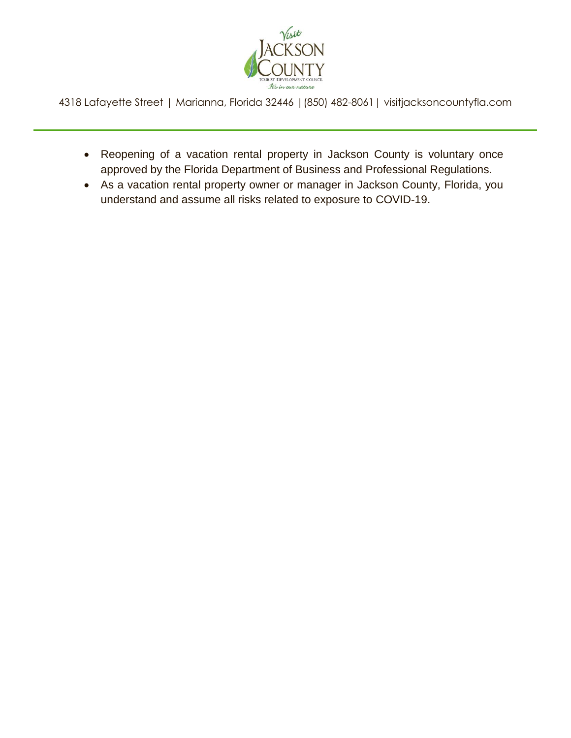- Reopening of a vacation rental property in Jackson County is voluntary once approved by the Florida Department of Business and Professional Regulations.
- As a vacation rental property owner or manager in Jackson County, Florida, you understand and assume all risks related to exposure to COVID-19.